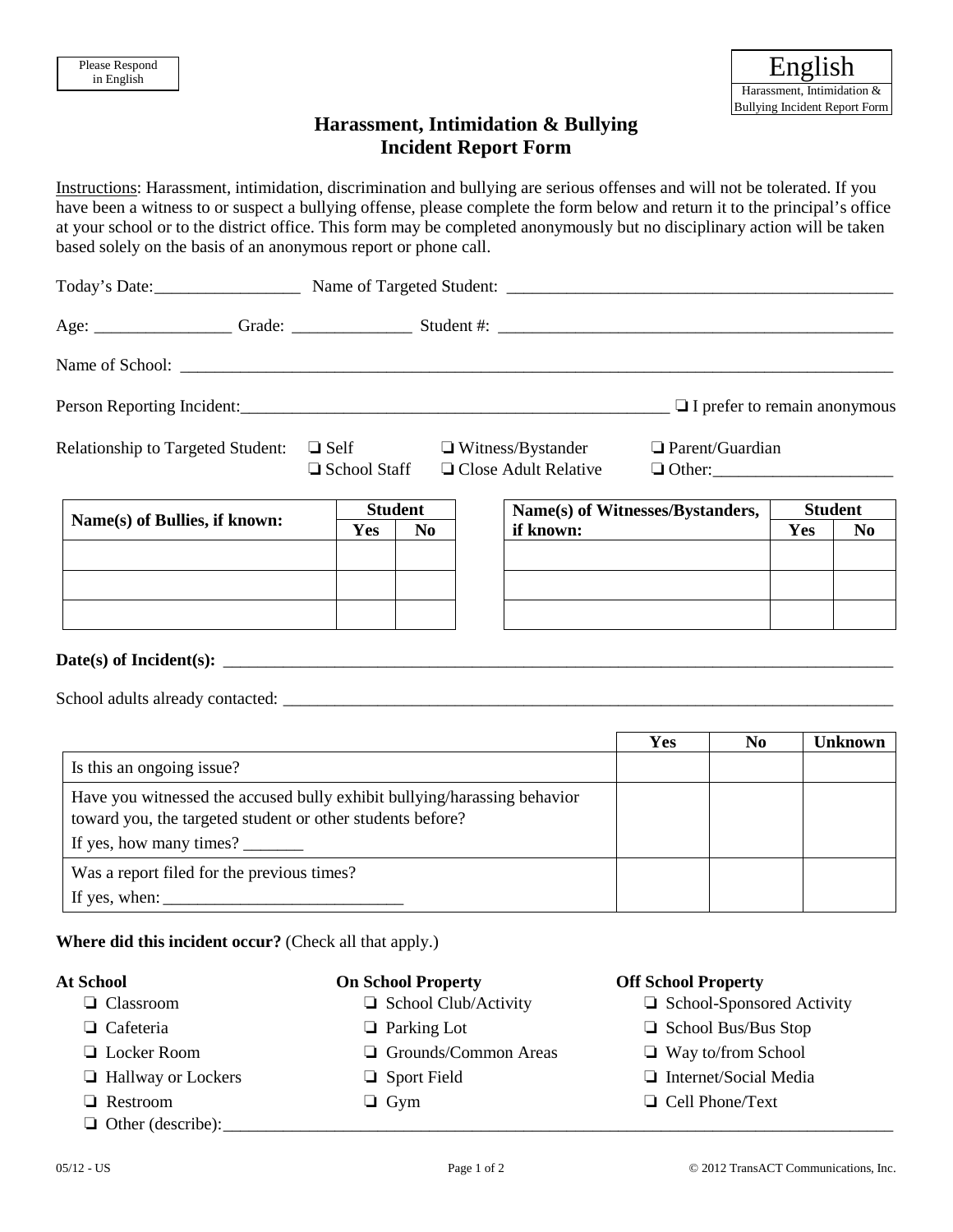Please Respond in English

English
Harassment, Intimidation & Bullying Incident Report Form

# Harassment, Intimidation & Bullying Incident Report Form

Instructions: Harassment, intimidation, discrimination and bullying are serious offenses and will not be tolerated. If you have been a witness to or suspect a bullying offense, please complete the form below and return it to the principal's office at your school or to the district office. This form may be completed anonymously but no disciplinary action will be taken based solely on the basis of an anonymous report or phone call.

Today's Date:_________________ Name of Targeted Student: _______________________________________________

Age: ________________ Grade: ______________ Student #: _______________________________________________

Name of School: ______________________________________________________________________________________

Person Reporting Incident:_____________________________________________________ ❑ I prefer to remain anonymous

Relationship to Targeted Student: ❑ Self ❑ Witness/Bystander ❑ Parent/Guardian ❑ School Staff ❑ Close Adult Relative ❑ Other:_____________________

| Name(s) of Bullies, if known: | Student | |
|---|---|---|
| | Yes | No |
| | | |
| | | |
| | | |

| Name(s) of Witnesses/Bystanders, if known: | Student | |
|---|---|---|
| | Yes | No |
| | | |
| | | |
| | | |

**Date(s) of Incident(s):** ___________________________________________________________________________________

School adults already contacted: _________________________________________________________________________

| | Yes | No | Unknown |
|---|---|---|---|
| Is this an ongoing issue? | | | |
| Have you witnessed the accused bully exhibit bullying/harassing behavior toward you, the targeted student or other students before? If yes, how many times? _______ | | | |
| Was a report filed for the previous times? If yes, when: ____________________________ | | | |

**Where did this incident occur?** (Check all that apply.)

**At School**
- ❑ Classroom
- ❑ Cafeteria
- ❑ Locker Room
- ❑ Hallway or Lockers
- ❑ Restroom

**On School Property**
- ❑ School Club/Activity
- ❑ Parking Lot
- ❑ Grounds/Common Areas
- ❑ Sport Field
- ❑ Gym

**Off School Property**
- ❑ School-Sponsored Activity
- ❑ School Bus/Bus Stop
- ❑ Way to/from School
- ❑ Internet/Social Media
- ❑ Cell Phone/Text

❑ Other (describe):_____________________________________________________________________________________

05/12 - US © 2012 TransACT Communications, Inc.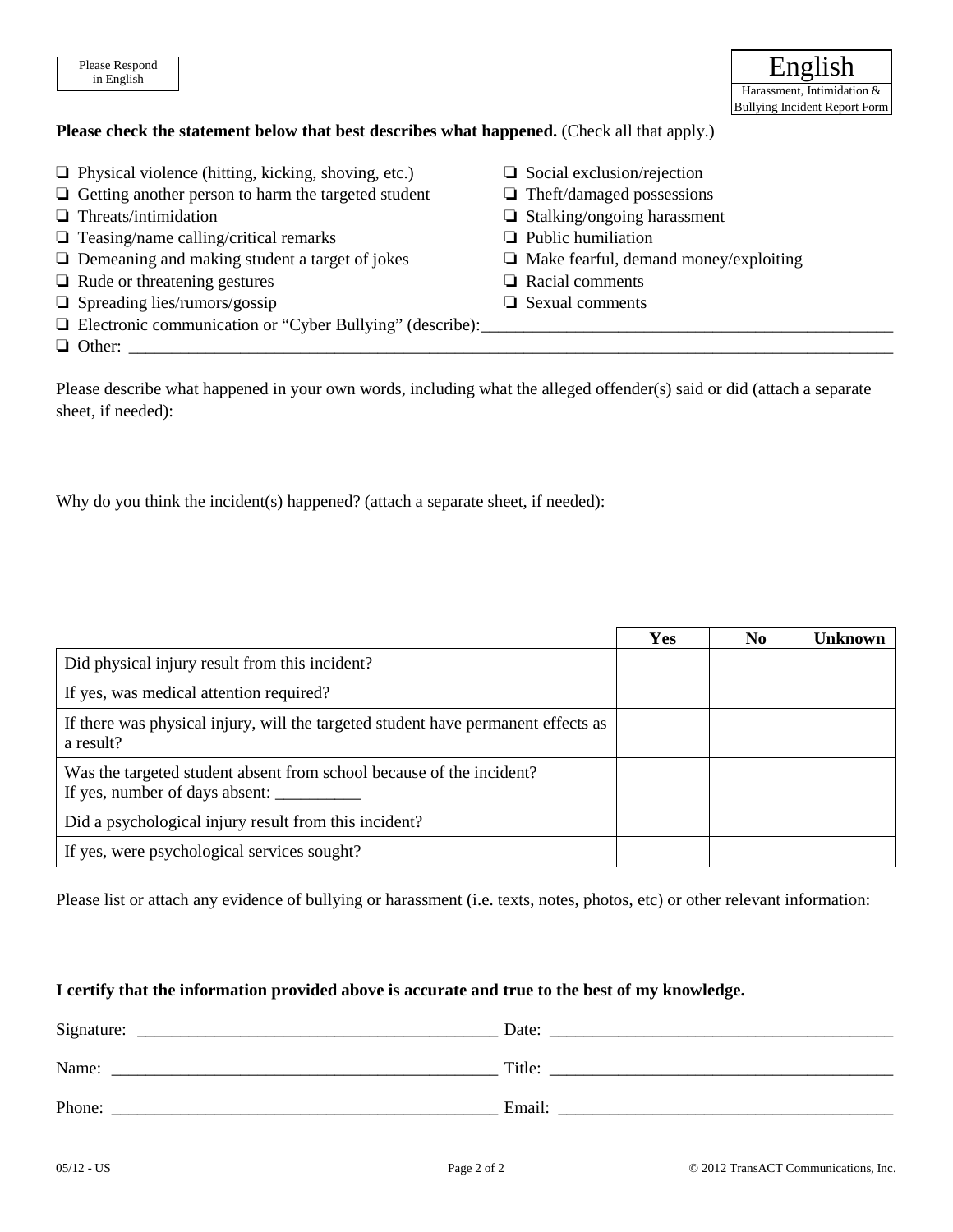Please Respond in English

English

Harassment, Intimidation & Bullying Incident Report Form

**Please check the statement below that best describes what happened.** (Check all that apply.)

- ❏ Physical violence (hitting, kicking, shoving, etc.)
- ❏ Getting another person to harm the targeted student
- ❏ Threats/intimidation
- ❏ Teasing/name calling/critical remarks
- ❏ Demeaning and making student a target of jokes
- ❏ Rude or threatening gestures
- ❏ Spreading lies/rumors/gossip
- ❏ Social exclusion/rejection
- ❏ Theft/damaged possessions
- ❏ Stalking/ongoing harassment
- ❏ Public humiliation
- ❏ Make fearful, demand money/exploiting
- ❏ Racial comments
- ❏ Sexual comments
- ❏ Electronic communication or "Cyber Bullying" (describe):_______________________________________________
- ❏ Other: ____________________________________________________________________________________

Please describe what happened in your own words, including what the alleged offender(s) said or did (attach a separate sheet, if needed):

Why do you think the incident(s) happened? (attach a separate sheet, if needed):

| | Yes | No | Unknown |
|---|---|---|---|
| Did physical injury result from this incident? | | | |
| If yes, was medical attention required? | | | |
| If there was physical injury, will the targeted student have permanent effects as a result? | | | |
| Was the targeted student absent from school because of the incident? If yes, number of days absent: __________ | | | |
| Did a psychological injury result from this incident? | | | |
| If yes, were psychological services sought? | | | |

Please list or attach any evidence of bullying or harassment (i.e. texts, notes, photos, etc) or other relevant information:

**I certify that the information provided above is accurate and true to the best of my knowledge.**

Signature: ___________________________________________ Date: __________________________________________

Name: _______________________________________________ Title: __________________________________________

Phone: _______________________________________________ Email: _________________________________________

05/12 - US

© 2012 TransACT Communications, Inc.